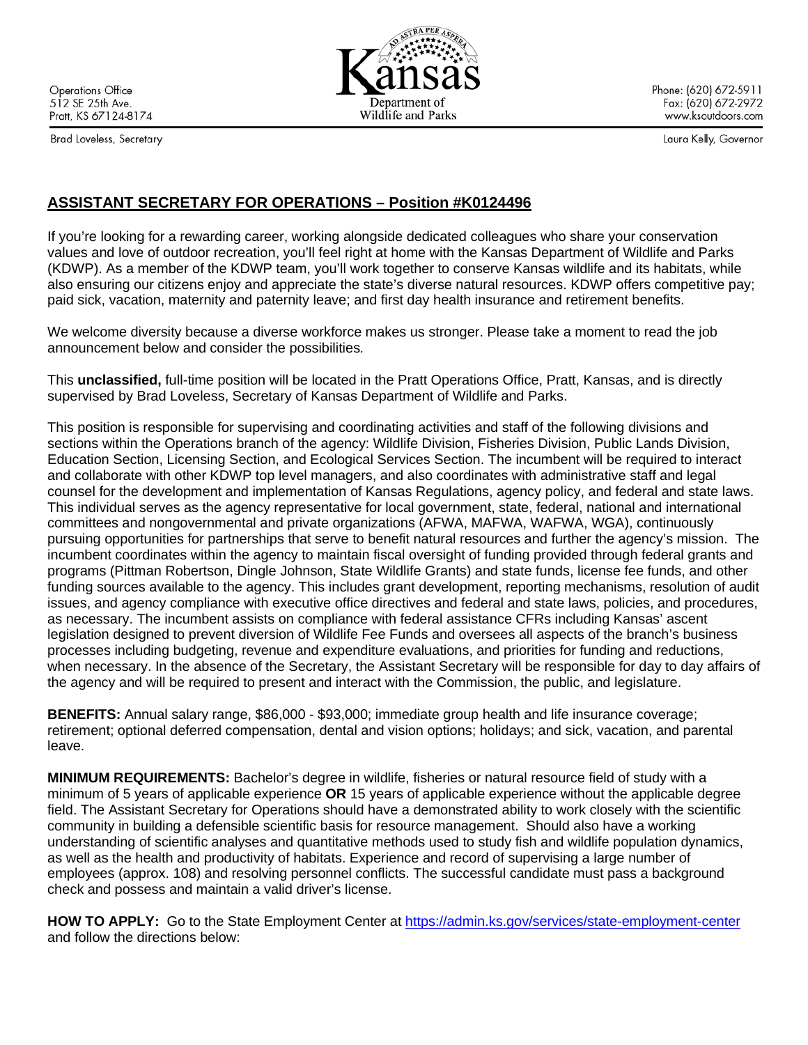Operations Office
512 SE 25th Ave.
Pratt, KS 67124-8174

Brad Loveless, Secretary

Kansas Department of Wildlife and Parks

Phone: (620) 672-5911
Fax: (620) 672-2972
www.ksoutdoors.com

Laura Kelly, Governor

## ASSISTANT SECRETARY FOR OPERATIONS – Position #K0124496

If you're looking for a rewarding career, working alongside dedicated colleagues who share your conservation values and love of outdoor recreation, you'll feel right at home with the Kansas Department of Wildlife and Parks (KDWP). As a member of the KDWP team, you'll work together to conserve Kansas wildlife and its habitats, while also ensuring our citizens enjoy and appreciate the state's diverse natural resources. KDWP offers competitive pay; paid sick, vacation, maternity and paternity leave; and first day health insurance and retirement benefits.

We welcome diversity because a diverse workforce makes us stronger. Please take a moment to read the job announcement below and consider the possibilities.

This **unclassified,** full-time position will be located in the Pratt Operations Office, Pratt, Kansas, and is directly supervised by Brad Loveless, Secretary of Kansas Department of Wildlife and Parks.

This position is responsible for supervising and coordinating activities and staff of the following divisions and sections within the Operations branch of the agency: Wildlife Division, Fisheries Division, Public Lands Division, Education Section, Licensing Section, and Ecological Services Section. The incumbent will be required to interact and collaborate with other KDWP top level managers, and also coordinates with administrative staff and legal counsel for the development and implementation of Kansas Regulations, agency policy, and federal and state laws. This individual serves as the agency representative for local government, state, federal, national and international committees and nongovernmental and private organizations (AFWA, MAFWA, WAFWA, WGA), continuously pursuing opportunities for partnerships that serve to benefit natural resources and further the agency's mission. The incumbent coordinates within the agency to maintain fiscal oversight of funding provided through federal grants and programs (Pittman Robertson, Dingle Johnson, State Wildlife Grants) and state funds, license fee funds, and other funding sources available to the agency. This includes grant development, reporting mechanisms, resolution of audit issues, and agency compliance with executive office directives and federal and state laws, policies, and procedures, as necessary. The incumbent assists on compliance with federal assistance CFRs including Kansas' ascent legislation designed to prevent diversion of Wildlife Fee Funds and oversees all aspects of the branch's business processes including budgeting, revenue and expenditure evaluations, and priorities for funding and reductions, when necessary. In the absence of the Secretary, the Assistant Secretary will be responsible for day to day affairs of the agency and will be required to present and interact with the Commission, the public, and legislature.

**BENEFITS:** Annual salary range, $86,000 - $93,000; immediate group health and life insurance coverage; retirement; optional deferred compensation, dental and vision options; holidays; and sick, vacation, and parental leave.

**MINIMUM REQUIREMENTS:** Bachelor's degree in wildlife, fisheries or natural resource field of study with a minimum of 5 years of applicable experience **OR** 15 years of applicable experience without the applicable degree field. The Assistant Secretary for Operations should have a demonstrated ability to work closely with the scientific community in building a defensible scientific basis for resource management. Should also have a working understanding of scientific analyses and quantitative methods used to study fish and wildlife population dynamics, as well as the health and productivity of habitats. Experience and record of supervising a large number of employees (approx. 108) and resolving personnel conflicts. The successful candidate must pass a background check and possess and maintain a valid driver's license.

**HOW TO APPLY:** Go to the State Employment Center at https://admin.ks.gov/services/state-employment-center and follow the directions below: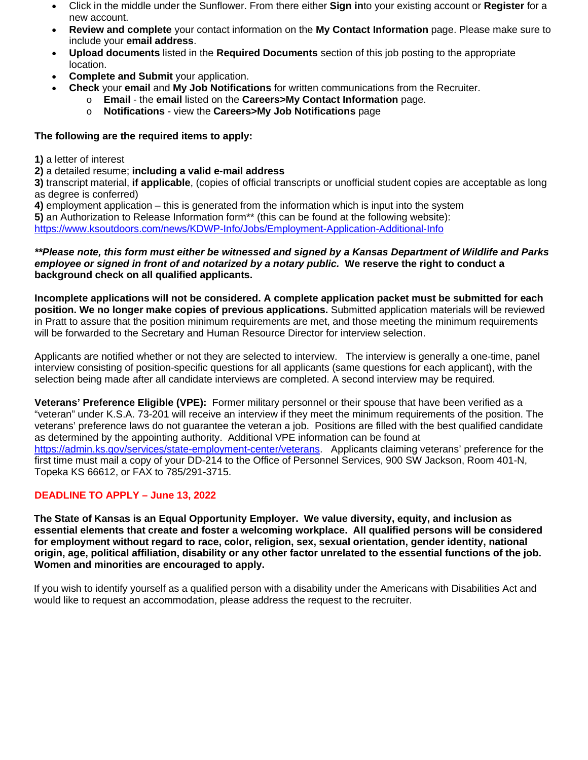- Click in the middle under the Sunflower. From there either **Sign in**to your existing account or **Register** for a new account.
- **Review and complete** your contact information on the **My Contact Information** page. Please make sure to include your **email address**.
- **Upload documents** listed in the **Required Documents** section of this job posting to the appropriate location.
- **Complete and Submit** your application.
- **Check** your **email** and **My Job Notifications** for written communications from the Recruiter.
  - **Email** - the **email** listed on the **Careers>My Contact Information** page.
  - **Notifications** - view the **Careers>My Job Notifications** page

**The following are the required items to apply:**

**1)** a letter of interest
**2)** a detailed resume; **including a valid e-mail address**
**3)** transcript material, **if applicable**, (copies of official transcripts or unofficial student copies are acceptable as long as degree is conferred)
**4)** employment application – this is generated from the information which is input into the system
**5)** an Authorization to Release Information form** (this can be found at the following website): https://www.ksoutdoors.com/news/KDWP-Info/Jobs/Employment-Application-Additional-Info

***\*\*Please note, this form must either be witnessed and signed by a Kansas Department of Wildlife and Parks employee or signed in front of and notarized by a notary public.*** **We reserve the right to conduct a background check on all qualified applicants.**

**Incomplete applications will not be considered. A complete application packet must be submitted for each position. We no longer make copies of previous applications.** Submitted application materials will be reviewed in Pratt to assure that the position minimum requirements are met, and those meeting the minimum requirements will be forwarded to the Secretary and Human Resource Director for interview selection.

Applicants are notified whether or not they are selected to interview. The interview is generally a one-time, panel interview consisting of position-specific questions for all applicants (same questions for each applicant), with the selection being made after all candidate interviews are completed. A second interview may be required.

**Veterans' Preference Eligible (VPE):** Former military personnel or their spouse that have been verified as a "veteran" under K.S.A. 73-201 will receive an interview if they meet the minimum requirements of the position. The veterans' preference laws do not guarantee the veteran a job. Positions are filled with the best qualified candidate as determined by the appointing authority. Additional VPE information can be found at https://admin.ks.gov/services/state-employment-center/veterans. Applicants claiming veterans' preference for the first time must mail a copy of your DD-214 to the Office of Personnel Services, 900 SW Jackson, Room 401-N, Topeka KS 66612, or FAX to 785/291-3715.

**DEADLINE TO APPLY – June 13, 2022**

**The State of Kansas is an Equal Opportunity Employer. We value diversity, equity, and inclusion as essential elements that create and foster a welcoming workplace. All qualified persons will be considered for employment without regard to race, color, religion, sex, sexual orientation, gender identity, national origin, age, political affiliation, disability or any other factor unrelated to the essential functions of the job. Women and minorities are encouraged to apply.**

If you wish to identify yourself as a qualified person with a disability under the Americans with Disabilities Act and would like to request an accommodation, please address the request to the recruiter.